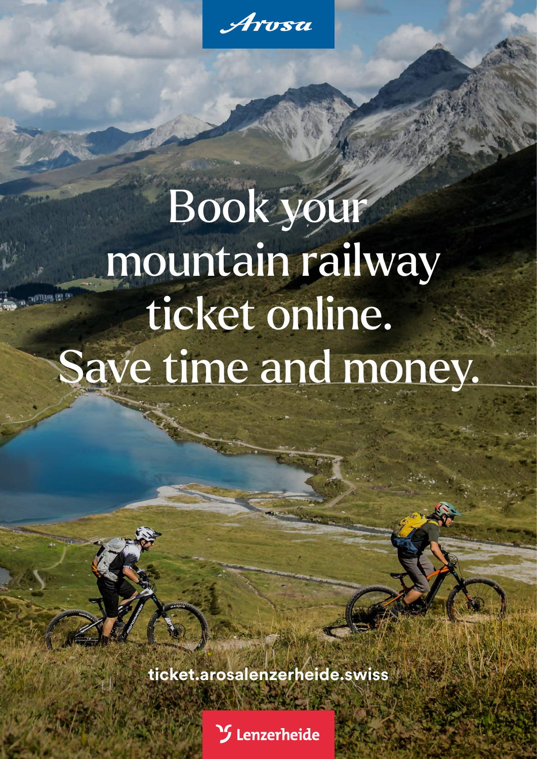Arosa

# Book your mountain railway ticket online. Save time and money.

ticket.arosalenzerheide.swiss

Lenzerheide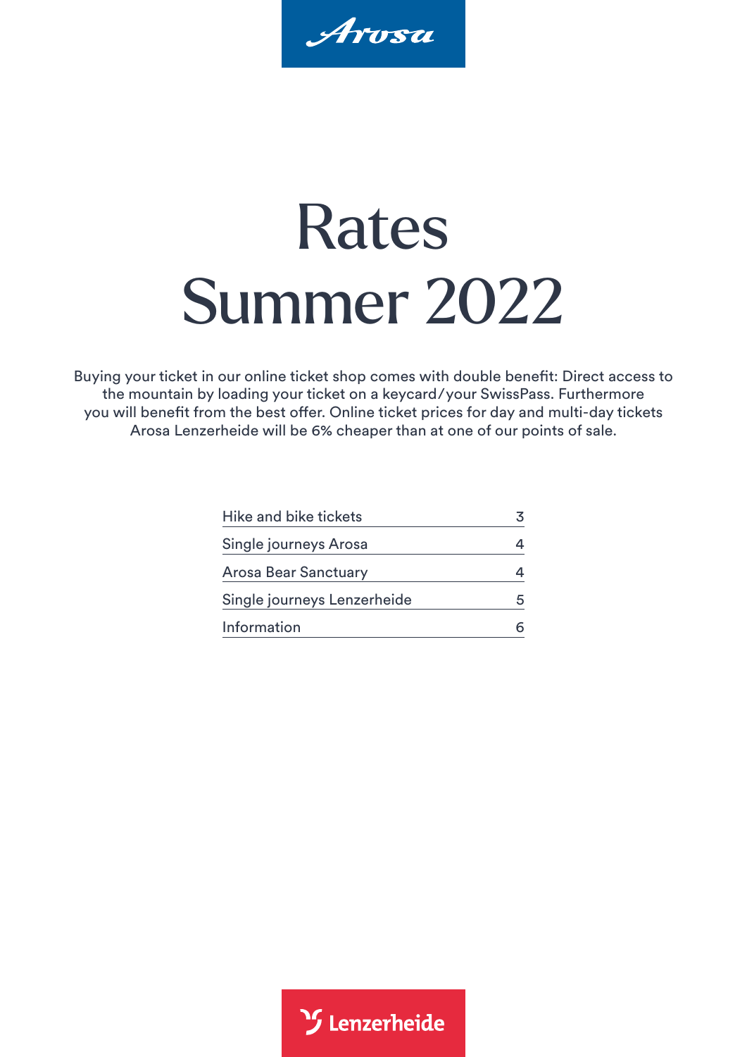Arosa

# Rates Summer 2022

Buying your ticket in our online ticket shop comes with double benefit: Direct access to the mountain by loading your ticket on a keycard/your SwissPass. Furthermore you will benefit from the best offer. Online ticket prices for day and multi-day tickets Arosa Lenzerheide will be 6% cheaper than at one of our points of sale.

| | |
|---|---|
| Hike and bike tickets | 3 |
| Single journeys Arosa | 4 |
| Arosa Bear Sanctuary | 4 |
| Single journeys Lenzerheide | 5 |
| Information | 6 |

Lenzerheide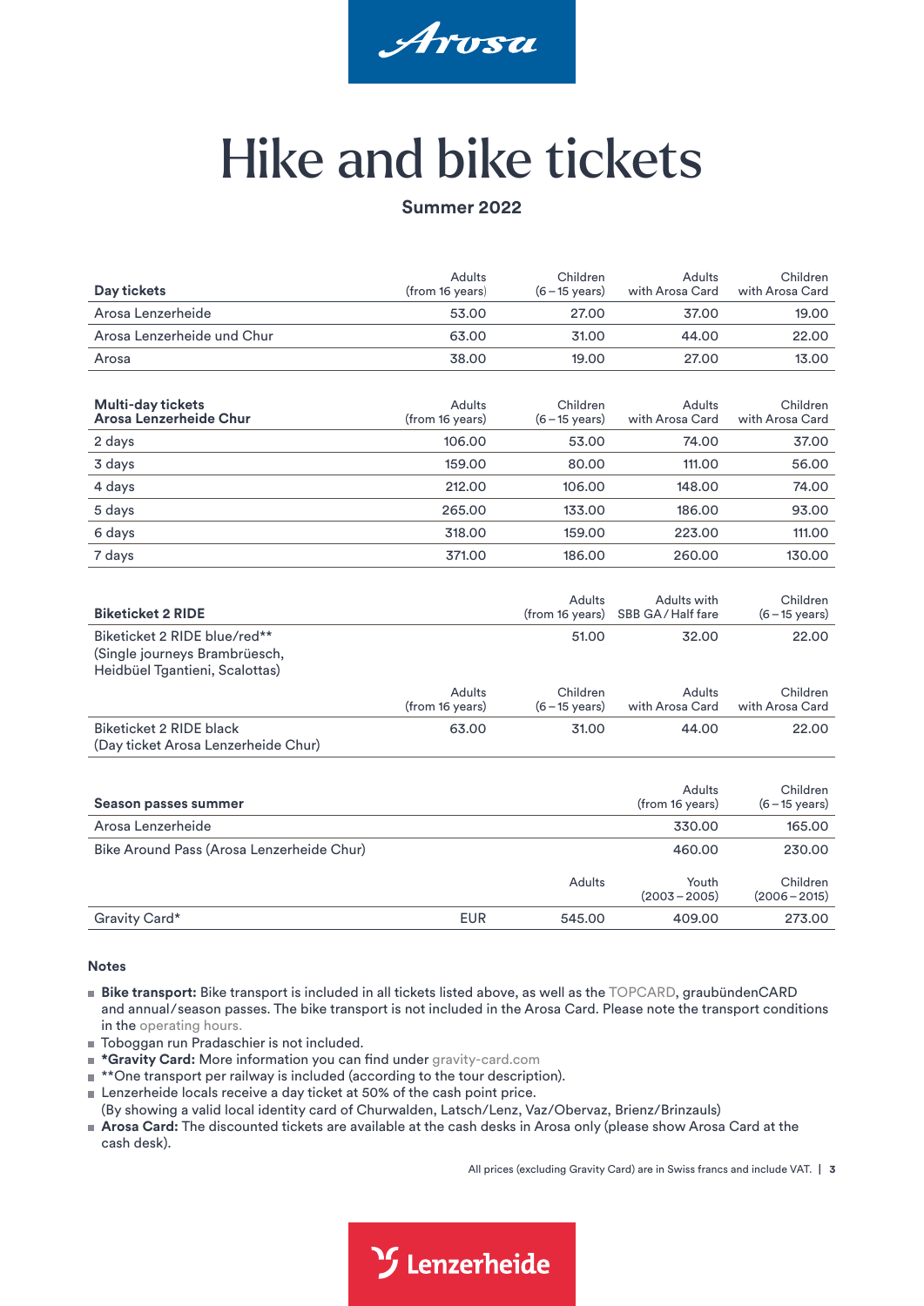Arosa

# Hike and bike tickets

**Summer 2022**

| Day tickets | Adults (from 16 years) | Children (6 – 15 years) | Adults with Arosa Card | Children with Arosa Card |
|---|---|---|---|---|
| Arosa Lenzerheide | 53.00 | 27.00 | 37.00 | 19.00 |
| Arosa Lenzerheide und Chur | 63.00 | 31.00 | 44.00 | 22.00 |
| Arosa | 38.00 | 19.00 | 27.00 | 13.00 |

| Multi-day tickets Arosa Lenzerheide Chur | Adults (from 16 years) | Children (6 – 15 years) | Adults with Arosa Card | Children with Arosa Card |
|---|---|---|---|---|
| 2 days | 106.00 | 53.00 | 74.00 | 37.00 |
| 3 days | 159.00 | 80.00 | 111.00 | 56.00 |
| 4 days | 212.00 | 106.00 | 148.00 | 74.00 |
| 5 days | 265.00 | 133.00 | 186.00 | 93.00 |
| 6 days | 318.00 | 159.00 | 223.00 | 111.00 |
| 7 days | 371.00 | 186.00 | 260.00 | 130.00 |

| Biketicket 2 RIDE | | Adults (from 16 years) | Adults with SBB GA / Half fare | Children (6 – 15 years) |
|---|---|---|---|---|
| Biketicket 2 RIDE blue/red** (Single journeys Brambrüesch, Heidbüel Tgantieni, Scalottas) | | 51.00 | 32.00 | 22.00 |
| | Adults (from 16 years) | Children (6 – 15 years) | Adults with Arosa Card | Children with Arosa Card |
| Biketicket 2 RIDE black (Day ticket Arosa Lenzerheide Chur) | 63.00 | 31.00 | 44.00 | 22.00 |

| Season passes summer | | | Adults (from 16 years) | Children (6 – 15 years) |
|---|---|---|---|---|
| Arosa Lenzerheide | | | 330.00 | 165.00 |
| Bike Around Pass (Arosa Lenzerheide Chur) | | | 460.00 | 230.00 |
| | | Adults | Youth (2003 – 2005) | Children (2006 – 2015) |
| Gravity Card* | EUR | 545.00 | 409.00 | 273.00 |

**Notes**

- **Bike transport:** Bike transport is included in all tickets listed above, as well as the TOPCARD, graubündenCARD and annual/season passes. The bike transport is not included in the Arosa Card. Please note the transport conditions in the operating hours.
- Toboggan run Pradaschier is not included.
- ***Gravity Card:** More information you can find under gravity-card.com
- **One transport per railway is included (according to the tour description).
- Lenzerheide locals receive a day ticket at 50% of the cash point price. (By showing a valid local identity card of Churwalden, Latsch/Lenz, Vaz/Obervaz, Brienz/Brinzauls)
- **Arosa Card:** The discounted tickets are available at the cash desks in Arosa only (please show Arosa Card at the cash desk).

All prices (excluding Gravity Card) are in Swiss francs and include VAT.

Lenzerheide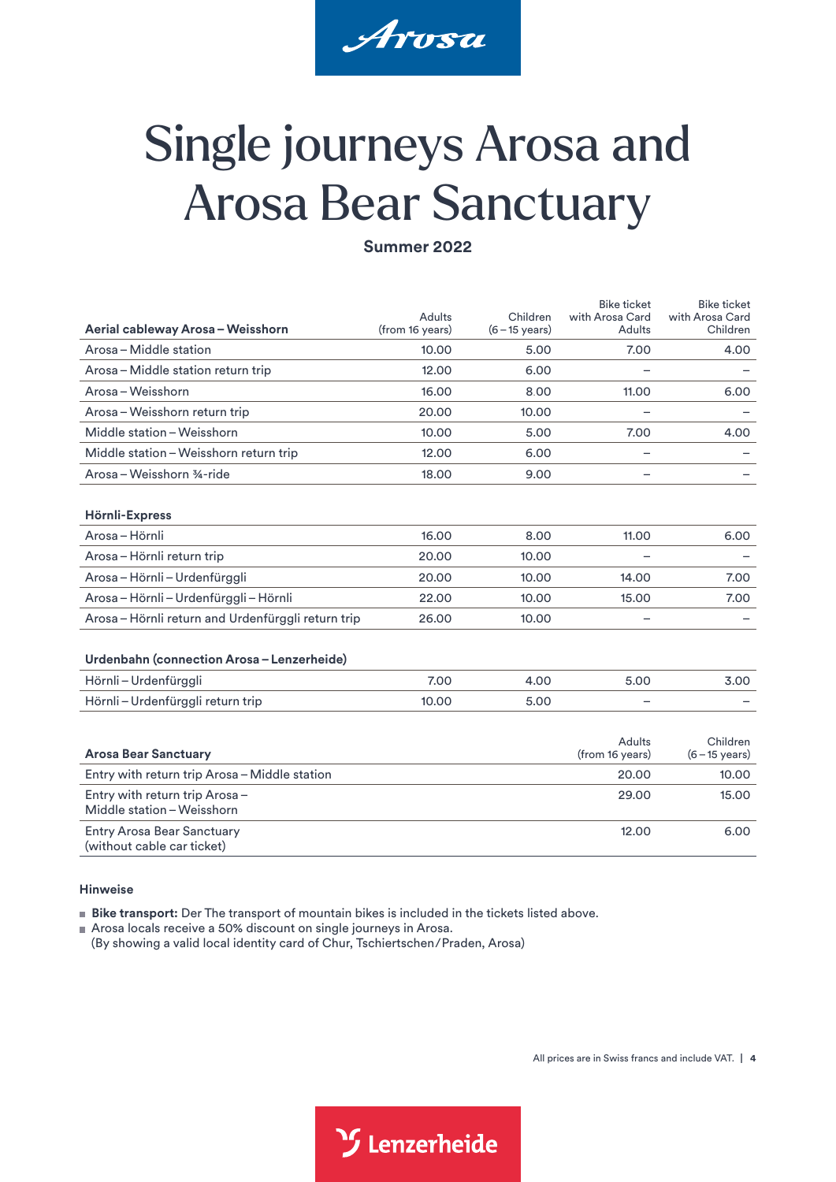Arosa

# Single journeys Arosa and Arosa Bear Sanctuary

**Summer 2022**

| Aerial cableway Arosa – Weisshorn | Adults (from 16 years) | Children (6 – 15 years) | Bike ticket with Arosa Card Adults | Bike ticket with Arosa Card Children |
|---|---|---|---|---|
| Arosa – Middle station | 10.00 | 5.00 | 7.00 | 4.00 |
| Arosa – Middle station return trip | 12.00 | 6.00 | – | – |
| Arosa – Weisshorn | 16.00 | 8.00 | 11.00 | 6.00 |
| Arosa – Weisshorn return trip | 20.00 | 10.00 | – | – |
| Middle station – Weisshorn | 10.00 | 5.00 | 7.00 | 4.00 |
| Middle station – Weisshorn return trip | 12.00 | 6.00 | – | – |
| Arosa – Weisshorn ¾-ride | 18.00 | 9.00 | – | – |
| **Hörnli-Express** | | | | |
| Arosa – Hörnli | 16.00 | 8.00 | 11.00 | 6.00 |
| Arosa – Hörnli return trip | 20.00 | 10.00 | – | – |
| Arosa – Hörnli – Urdenfürggli | 20.00 | 10.00 | 14.00 | 7.00 |
| Arosa – Hörnli – Urdenfürggli – Hörnli | 22.00 | 10.00 | 15.00 | 7.00 |
| Arosa – Hörnli return and Urdenfürggli return trip | 26.00 | 10.00 | – | – |
| **Urdenbahn (connection Arosa – Lenzerheide)** | | | | |
| Hörnli – Urdenfürggli | 7.00 | 4.00 | 5.00 | 3.00 |
| Hörnli – Urdenfürggli return trip | 10.00 | 5.00 | – | – |

| Arosa Bear Sanctuary | Adults (from 16 years) | Children (6 – 15 years) |
|---|---|---|
| Entry with return trip Arosa – Middle station | 20.00 | 10.00 |
| Entry with return trip Arosa – Middle station – Weisshorn | 29.00 | 15.00 |
| Entry Arosa Bear Sanctuary (without cable car ticket) | 12.00 | 6.00 |

**Hinweise**

- **Bike transport:** Der The transport of mountain bikes is included in the tickets listed above.
- Arosa locals receive a 50% discount on single journeys in Arosa.
  (By showing a valid local identity card of Chur, Tschiertschen/Praden, Arosa)

All prices are in Swiss francs and include VAT.

Lenzerheide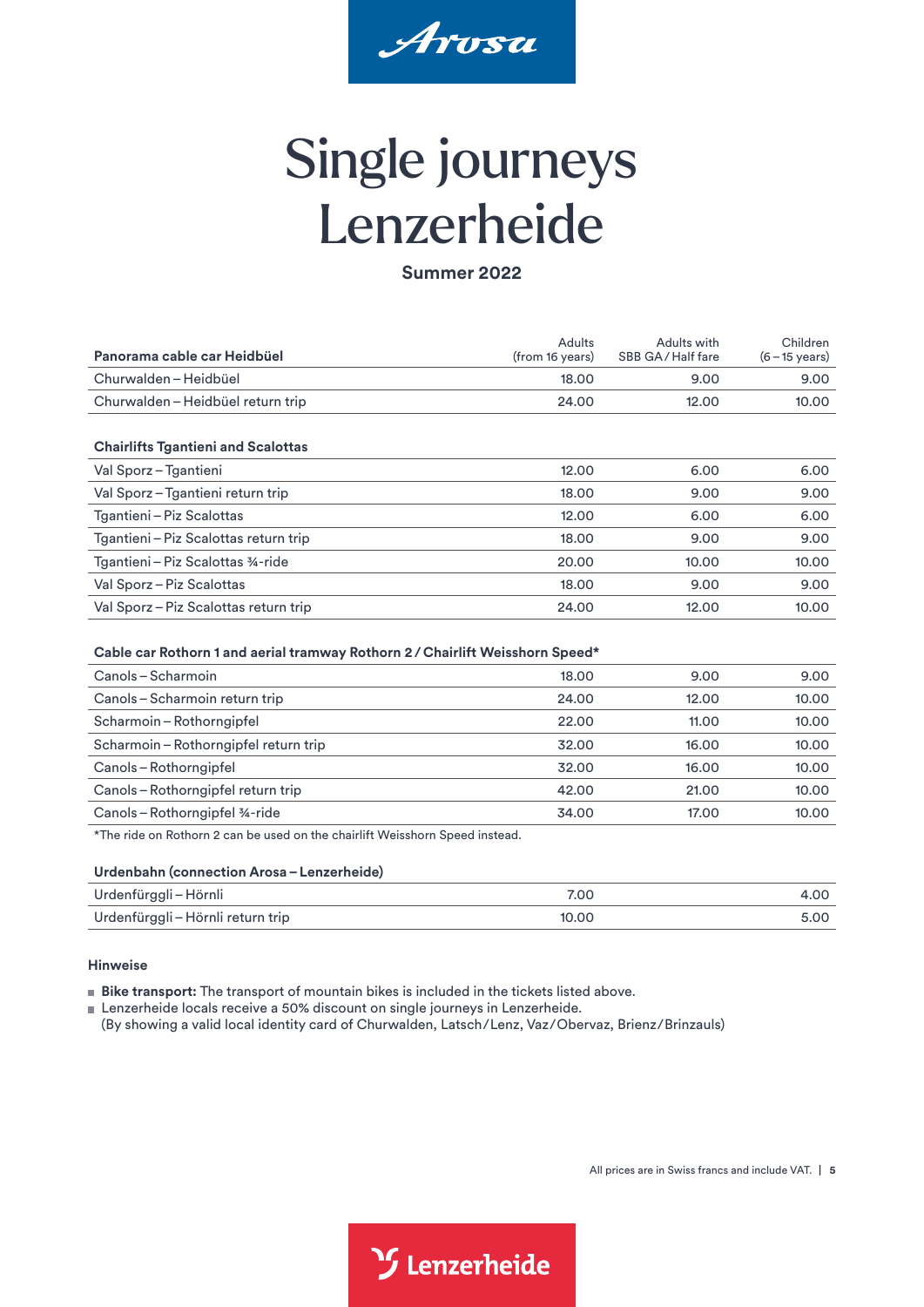Arosa

# Single journeys Lenzerheide

**Summer 2022**

| **Panorama cable car Heidbüel** | Adults (from 16 years) | Adults with SBB GA / Half fare | Children (6 – 15 years) |
|---|---|---|---|
| Churwalden – Heidbüel | 18.00 | 9.00 | 9.00 |
| Churwalden – Heidbüel return trip | 24.00 | 12.00 | 10.00 |
| **Chairlifts Tgantieni and Scalottas** | | | |
| Val Sporz – Tgantieni | 12.00 | 6.00 | 6.00 |
| Val Sporz – Tgantieni return trip | 18.00 | 9.00 | 9.00 |
| Tgantieni – Piz Scalottas | 12.00 | 6.00 | 6.00 |
| Tgantieni – Piz Scalottas return trip | 18.00 | 9.00 | 9.00 |
| Tgantieni – Piz Scalottas ¾-ride | 20.00 | 10.00 | 10.00 |
| Val Sporz – Piz Scalottas | 18.00 | 9.00 | 9.00 |
| Val Sporz – Piz Scalottas return trip | 24.00 | 12.00 | 10.00 |
| **Cable car Rothorn 1 and aerial tramway Rothorn 2 / Chairlift Weisshorn Speed*** | | | |
| Canols – Scharmoin | 18.00 | 9.00 | 9.00 |
| Canols – Scharmoin return trip | 24.00 | 12.00 | 10.00 |
| Scharmoin – Rothorngipfel | 22.00 | 11.00 | 10.00 |
| Scharmoin – Rothorngipfel return trip | 32.00 | 16.00 | 10.00 |
| Canols – Rothorngipfel | 32.00 | 16.00 | 10.00 |
| Canols – Rothorngipfel return trip | 42.00 | 21.00 | 10.00 |
| Canols – Rothorngipfel ¾-ride | 34.00 | 17.00 | 10.00 |

*The ride on Rothorn 2 can be used on the chairlift Weisshorn Speed instead.

| **Urdenbahn (connection Arosa – Lenzerheide)** | Adults (from 16 years) | Adults with SBB GA / Half fare | Children (6 – 15 years) |
|---|---|---|---|
| Urdenfürggli – Hörnli | 7.00 | | 4.00 |
| Urdenfürggli – Hörnli return trip | 10.00 | | 5.00 |

**Hinweise**

- **Bike transport:** The transport of mountain bikes is included in the tickets listed above.
- Lenzerheide locals receive a 50% discount on single journeys in Lenzerheide. (By showing a valid local identity card of Churwalden, Latsch / Lenz, Vaz / Obervaz, Brienz / Brinzauls)

All prices are in Swiss francs and include VAT.

Lenzerheide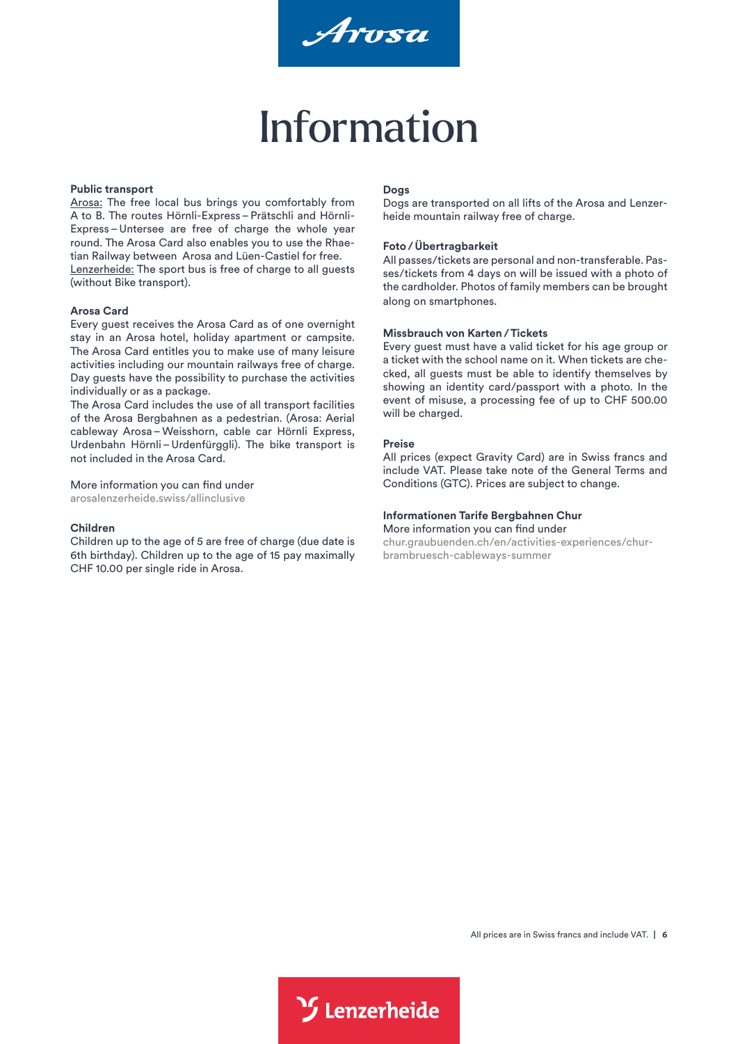# Information

**Public transport**

Arosa: The free local bus brings you comfortably from A to B. The routes Hörnli-Express – Prätschli and Hörnli-Express – Untersee are free of charge the whole year round. The Arosa Card also enables you to use the Rhaetian Railway between Arosa and Lüen-Castiel for free.
Lenzerheide: The sport bus is free of charge to all guests (without Bike transport).

**Arosa Card**

Every guest receives the Arosa Card as of one overnight stay in an Arosa hotel, holiday apartment or campsite. The Arosa Card entitles you to make use of many leisure activities including our mountain railways free of charge. Day guests have the possibility to purchase the activities individually or as a package.
The Arosa Card includes the use of all transport facilities of the Arosa Bergbahnen as a pedestrian. (Arosa: Aerial cableway Arosa – Weisshorn, cable car Hörnli Express, Urdenbahn Hörnli – Urdenfürggli). The bike transport is not included in the Arosa Card.

More information you can find under
arosalenzerheide.swiss/allinclusive

**Children**

Children up to the age of 5 are free of charge (due date is 6th birthday). Children up to the age of 15 pay maximally CHF 10.00 per single ride in Arosa.

**Dogs**

Dogs are transported on all lifts of the Arosa and Lenzerheide mountain railway free of charge.

**Foto / Übertragbarkeit**

All passes/tickets are personal and non-transferable. Passes/tickets from 4 days on will be issued with a photo of the cardholder. Photos of family members can be brought along on smartphones.

**Missbrauch von Karten / Tickets**

Every guest must have a valid ticket for his age group or a ticket with the school name on it. When tickets are checked, all guests must be able to identify themselves by showing an identity card/passport with a photo. In the event of misuse, a processing fee of up to CHF 500.00 will be charged.

**Preise**

All prices (expect Gravity Card) are in Swiss francs and include VAT. Please take note of the General Terms and Conditions (GTC). Prices are subject to change.

**Informationen Tarife Bergbahnen Chur**

More information you can find under
chur.graubuenden.ch/en/activities-experiences/chur-brambruesch-cableways-summer